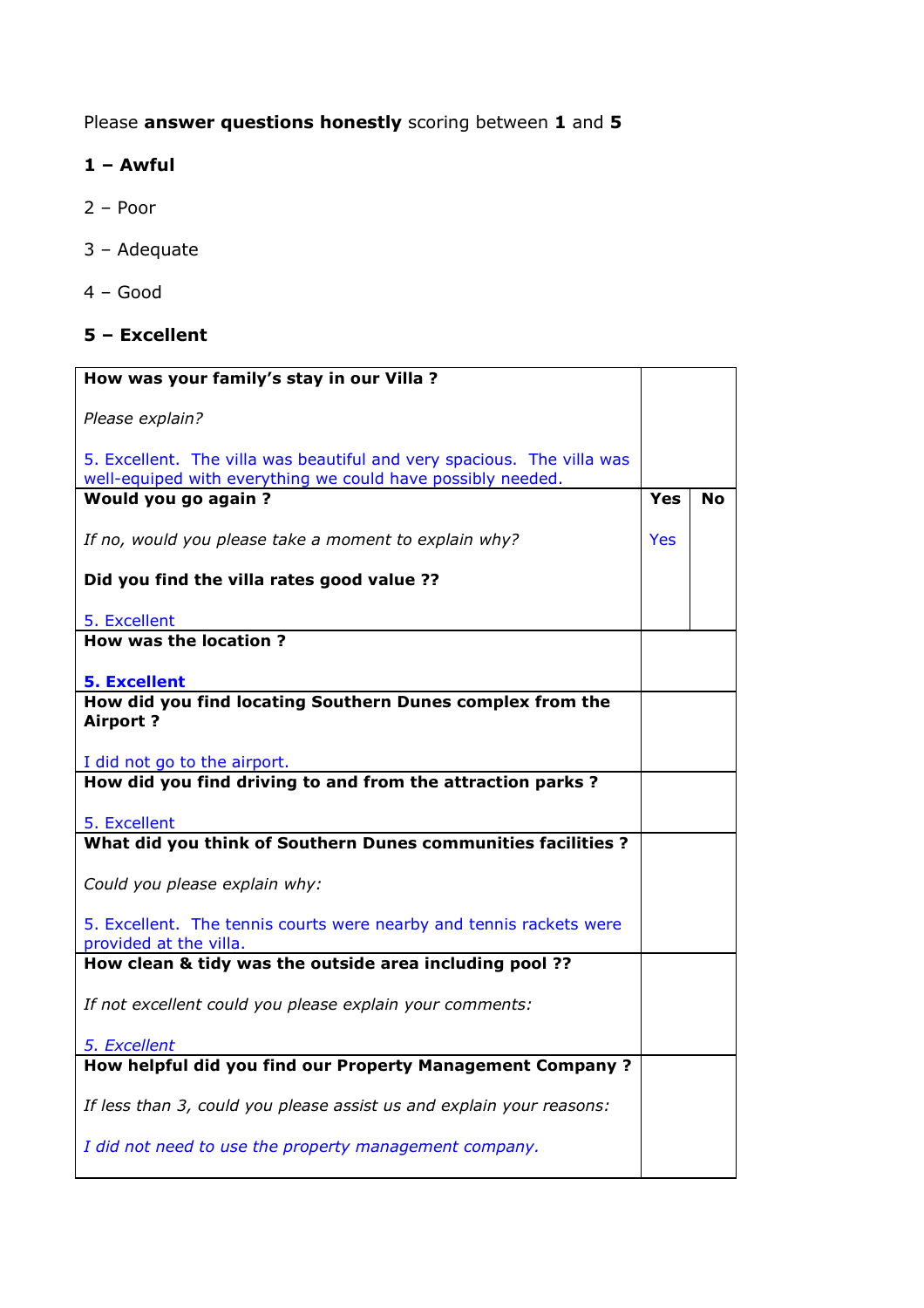Please **answer questions honestly** scoring between **1** and **5**

**1 – Awful**

2 – Poor

3 – Adequate

4 – Good

**5 – Excellent**

| | | |
|---|---|---|
| **How was your family's stay in our Villa ?**<br><br>*Please explain?*<br><br>5. Excellent. The villa was beautiful and very spacious. The villa was well-equiped with everything we could have possibly needed. | | |
| **Would you go again ?**<br><br>*If no, would you please take a moment to explain why?*<br><br>**Did you find the villa rates good value ??**<br><br>5. Excellent | **Yes**<br><br>Yes | **No** |
| **How was the location ?**<br><br>**5. Excellent** | | |
| **How did you find locating Southern Dunes complex from the Airport ?**<br><br>I did not go to the airport. | | |
| **How did you find driving to and from the attraction parks ?**<br><br>5. Excellent | | |
| **What did you think of Southern Dunes communities facilities ?**<br><br>*Could you please explain why:*<br><br>5. Excellent. The tennis courts were nearby and tennis rackets were provided at the villa. | | |
| **How clean & tidy was the outside area including pool ??**<br><br>*If not excellent could you please explain your comments:*<br><br>*5. Excellent* | | |
| **How helpful did you find our Property Management Company ?**<br><br>*If less than 3, could you please assist us and explain your reasons:*<br><br>*I did not need to use the property management company.* | | |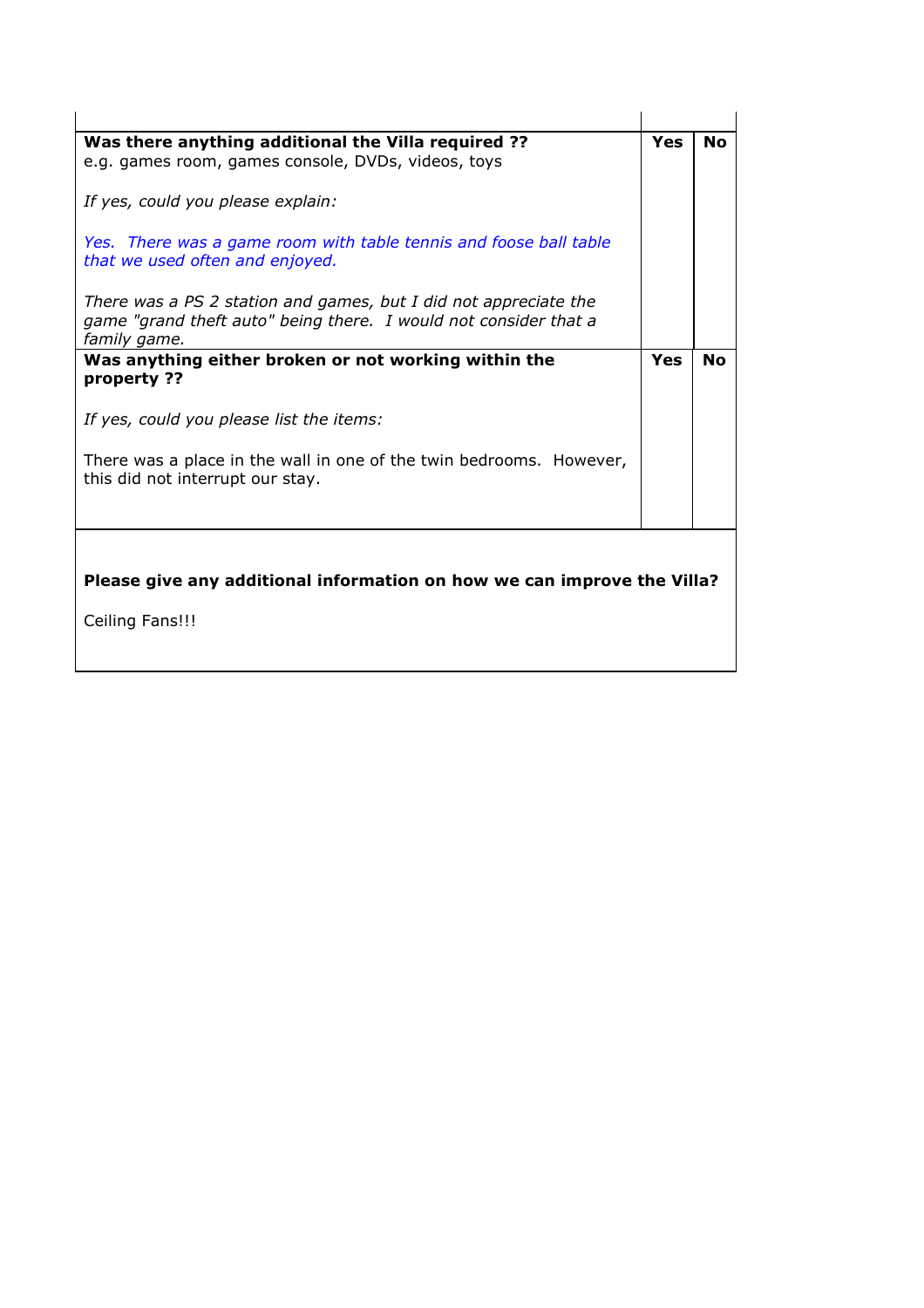| | | |
|---|---|---|
| **Was there anything additional the Villa required ??**<br>e.g. games room, games console, DVDs, videos, toys<br><br>*If yes, could you please explain:*<br><br>*Yes. There was a game room with table tennis and foose ball table that we used often and enjoyed.*<br><br>*There was a PS 2 station and games, but I did not appreciate the game "grand theft auto" being there. I would not consider that a family game.* | **Yes** | **No** |
| **Was anything either broken or not working within the property ??**<br><br>*If yes, could you please list the items:*<br><br>There was a place in the wall in one of the twin bedrooms. However, this did not interrupt our stay. | **Yes** | **No** |

**Please give any additional information on how we can improve the Villa?**

Ceiling Fans!!!